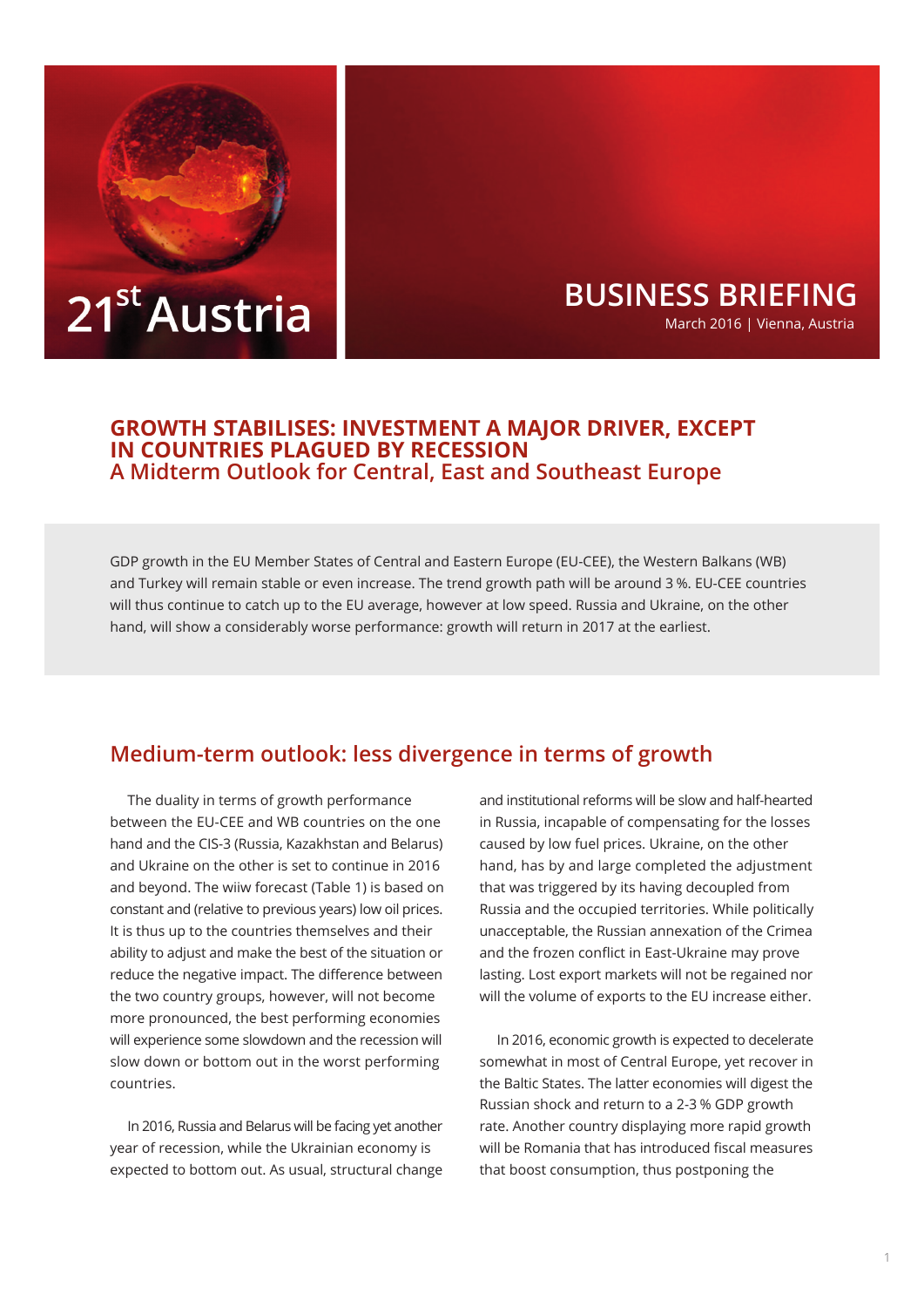21st Austria

BUSINESS BRIEFING

March 2016 | Vienna, Austria

# GROWTH STABILISES: INVESTMENT A MAJOR DRIVER, EXCEPT IN COUNTRIES PLAGUED BY RECESSION

## A Midterm Outlook for Central, East and Southeast Europe

GDP growth in the EU Member States of Central and Eastern Europe (EU-CEE), the Western Balkans (WB) and Turkey will remain stable or even increase. The trend growth path will be around 3 %. EU-CEE countries will thus continue to catch up to the EU average, however at low speed. Russia and Ukraine, on the other hand, will show a considerably worse performance: growth will return in 2017 at the earliest.

## Medium-term outlook: less divergence in terms of growth

The duality in terms of growth performance between the EU-CEE and WB countries on the one hand and the CIS-3 (Russia, Kazakhstan and Belarus) and Ukraine on the other is set to continue in 2016 and beyond. The wiiw forecast (Table 1) is based on constant and (relative to previous years) low oil prices. It is thus up to the countries themselves and their ability to adjust and make the best of the situation or reduce the negative impact. The difference between the two country groups, however, will not become more pronounced, the best performing economies will experience some slowdown and the recession will slow down or bottom out in the worst performing countries.

In 2016, Russia and Belarus will be facing yet another year of recession, while the Ukrainian economy is expected to bottom out. As usual, structural change and institutional reforms will be slow and half-hearted in Russia, incapable of compensating for the losses caused by low fuel prices. Ukraine, on the other hand, has by and large completed the adjustment that was triggered by its having decoupled from Russia and the occupied territories. While politically unacceptable, the Russian annexation of the Crimea and the frozen conflict in East-Ukraine may prove lasting. Lost export markets will not be regained nor will the volume of exports to the EU increase either.

In 2016, economic growth is expected to decelerate somewhat in most of Central Europe, yet recover in the Baltic States. The latter economies will digest the Russian shock and return to a 2-3 % GDP growth rate. Another country displaying more rapid growth will be Romania that has introduced fiscal measures that boost consumption, thus postponing the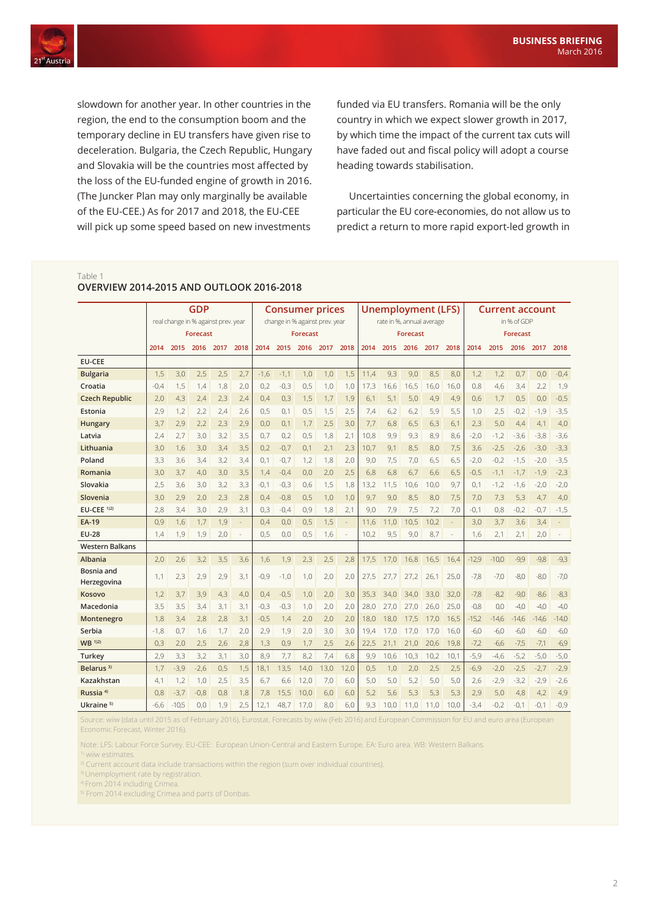slowdown for another year. In other countries in the region, the end to the consumption boom and the temporary decline in EU transfers have given rise to deceleration. Bulgaria, the Czech Republic, Hungary and Slovakia will be the countries most affected by the loss of the EU-funded engine of growth in 2016. (The Juncker Plan may only marginally be available of the EU-CEE.) As for 2017 and 2018, the EU-CEE will pick up some speed based on new investments funded via EU transfers. Romania will be the only country in which we expect slower growth in 2017, by which time the impact of the current tax cuts will have faded out and fiscal policy will adopt a course heading towards stabilisation.

Uncertainties concerning the global economy, in particular the EU core-economies, do not allow us to predict a return to more rapid export-led growth in

Table 1

**OVERVIEW 2014-2015 AND OUTLOOK 2016-2018**

| | GDP real change in % against prev. year | | | | | Consumer prices change in % against prev. year | | | | | Unemployment (LFS) rate in %, annual average | | | | | Current account in % of GDP | | | | |
|---|---|---|---|---|---|---|---|---|---|---|---|---|---|---|---|---|---|---|---|---|
| | | | Forecast | | | | | Forecast | | | | | Forecast | | | | | Forecast | | |
| | 2014 | 2015 | 2016 | 2017 | 2018 | 2014 | 2015 | 2016 | 2017 | 2018 | 2014 | 2015 | 2016 | 2017 | 2018 | 2014 | 2015 | 2016 | 2017 | 2018 |
| **EU-CEE** | | | | | | | | | | | | | | | | | | | | |
| **Bulgaria** | 1,5 | 3,0 | 2,5 | 2,5 | 2,7 | -1,6 | -1,1 | 1,0 | 1,0 | 1,5 | 11,4 | 9,3 | 9,0 | 8,5 | 8,0 | 1,2 | 1,2 | 0,7 | 0,0 | -0,4 |
| **Croatia** | -0,4 | 1,5 | 1,4 | 1,8 | 2,0 | 0,2 | -0,3 | 0,5 | 1,0 | 1,0 | 17,3 | 16,6 | 16,5 | 16,0 | 16,0 | 0,8 | 4,6 | 3,4 | 2,2 | 1,9 |
| **Czech Republic** | 2,0 | 4,3 | 2,4 | 2,3 | 2,4 | 0,4 | 0,3 | 1,5 | 1,7 | 1,9 | 6,1 | 5,1 | 5,0 | 4,9 | 4,9 | 0,6 | 1,7 | 0,5 | 0,0 | -0,5 |
| **Estonia** | 2,9 | 1,2 | 2,2 | 2,4 | 2,6 | 0,5 | 0,1 | 0,5 | 1,5 | 2,5 | 7,4 | 6,2 | 6,2 | 5,9 | 5,5 | 1,0 | 2,5 | -0,2 | -1,9 | -3,5 |
| **Hungary** | 3,7 | 2,9 | 2,2 | 2,3 | 2,9 | 0,0 | 0,1 | 1,7 | 2,5 | 3,0 | 7,7 | 6,8 | 6,5 | 6,3 | 6,1 | 2,3 | 5,0 | 4,4 | 4,1 | 4,0 |
| **Latvia** | 2,4 | 2,7 | 3,0 | 3,2 | 3,5 | 0,7 | 0,2 | 0,5 | 1,8 | 2,1 | 10,8 | 9,9 | 9,3 | 8,9 | 8,6 | -2,0 | -1,2 | -3,6 | -3,8 | -3,6 |
| **Lithuania** | 3,0 | 1,6 | 3,0 | 3,4 | 3,5 | 0,2 | -0,7 | 0,1 | 2,1 | 2,3 | 10,7 | 9,1 | 8,5 | 8,0 | 7,5 | 3,6 | -2,5 | -2,6 | -3,0 | -3,3 |
| **Poland** | 3,3 | 3,6 | 3,4 | 3,2 | 3,4 | 0,1 | -0,7 | 1,2 | 1,8 | 2,0 | 9,0 | 7,5 | 7,0 | 6,5 | 6,5 | -2,0 | -0,2 | -1,5 | -2,0 | -3,5 |
| **Romania** | 3,0 | 3,7 | 4,0 | 3,0 | 3,5 | 1,4 | -0,4 | 0,0 | 2,0 | 2,5 | 6,8 | 6,8 | 6,7 | 6,6 | 6,5 | -0,5 | -1,1 | -1,7 | -1,9 | -2,3 |
| **Slovakia** | 2,5 | 3,6 | 3,0 | 3,2 | 3,3 | -0,1 | -0,3 | 0,6 | 1,5 | 1,8 | 13,2 | 11,5 | 10,6 | 10,0 | 9,7 | 0,1 | -1,2 | -1,6 | -2,0 | -2,0 |
| **Slovenia** | 3,0 | 2,9 | 2,0 | 2,3 | 2,8 | 0,4 | -0,8 | 0,5 | 1,0 | 1,0 | 9,7 | 9,0 | 8,5 | 8,0 | 7,5 | 7,0 | 7,3 | 5,3 | 4,7 | 4,0 |
| **EU-CEE** [1)2)] | 2,8 | 3,4 | 3,0 | 2,9 | 3,1 | 0,3 | -0,4 | 0,9 | 1,8 | 2,1 | 9,0 | 7,9 | 7,5 | 7,2 | 7,0 | -0,1 | 0,8 | -0,2 | -0,7 | -1,5 |
| **EA-19** | 0,9 | 1,6 | 1,7 | 1,9 | - | 0,4 | 0,0 | 0,5 | 1,5 | - | 11,6 | 11,0 | 10,5 | 10,2 | - | 3,0 | 3,7 | 3,6 | 3,4 | - |
| **EU-28** | 1,4 | 1,9 | 1,9 | 2,0 | - | 0,5 | 0,0 | 0,5 | 1,6 | - | 10,2 | 9,5 | 9,0 | 8,7 | - | 1,6 | 2,1 | 2,1 | 2,0 | - |
| **Western Balkans** | | | | | | | | | | | | | | | | | | | | |
| **Albania** | 2,0 | 2,6 | 3,2 | 3,5 | 3,6 | 1,6 | 1,9 | 2,3 | 2,5 | 2,8 | 17,5 | 17,0 | 16,8 | 16,5 | 16,4 | -12,9 | -10,0 | -9,9 | -9,8 | -9,3 |
| **Bosnia and Herzegovina** | 1,1 | 2,3 | 2,9 | 2,9 | 3,1 | -0,9 | -1,0 | 1,0 | 2,0 | 2,0 | 27,5 | 27,7 | 27,2 | 26,1 | 25,0 | -7,8 | -7,0 | -8,0 | -8,0 | -7,0 |
| **Kosovo** | 1,2 | 3,7 | 3,9 | 4,3 | 4,0 | 0,4 | -0,5 | 1,0 | 2,0 | 3,0 | 35,3 | 34,0 | 34,0 | 33,0 | 32,0 | -7,8 | -8,2 | -9,0 | -8,6 | -8,3 |
| **Macedonia** | 3,5 | 3,5 | 3,4 | 3,1 | 3,1 | -0,3 | -0,3 | 1,0 | 2,0 | 2,0 | 28,0 | 27,0 | 27,0 | 26,0 | 25,0 | -0,8 | 0,0 | -4,0 | -4,0 | -4,0 |
| **Montenegro** | 1,8 | 3,4 | 2,8 | 2,8 | 3,1 | -0,5 | 1,4 | 2,0 | 2,0 | 2,0 | 18,0 | 18,0 | 17,5 | 17,0 | 16,5 | -15,2 | -14,6 | -14,6 | -14,6 | -14,0 |
| **Serbia** | -1,8 | 0,7 | 1,6 | 1,7 | 2,0 | 2,9 | 1,9 | 2,0 | 3,0 | 3,0 | 19,4 | 17,0 | 17,0 | 17,0 | 16,0 | -6,0 | -6,0 | -6,0 | -6,0 | -6,0 |
| **WB** [1)2)] | 0,3 | 2,0 | 2,5 | 2,6 | 2,8 | 1,3 | 0,9 | 1,7 | 2,5 | 2,6 | 22,5 | 21,1 | 21,0 | 20,6 | 19,8 | -7,2 | -6,6 | -7,5 | -7,1 | -6,9 |
| **Turkey** | 2,9 | 3,3 | 3,2 | 3,1 | 3,0 | 8,9 | 7,7 | 8,2 | 7,4 | 6,8 | 9,9 | 10,6 | 10,3 | 10,2 | 10,1 | -5,9 | -4,6 | -5,2 | -5,0 | -5,0 |
| **Belarus** [3)] | 1,7 | -3,9 | -2,6 | 0,5 | 1,5 | 18,1 | 13,5 | 14,0 | 13,0 | 12,0 | 0,5 | 1,0 | 2,0 | 2,5 | 2,5 | -6,9 | -2,0 | -2,5 | -2,7 | -2,9 |
| **Kazakhstan** | 4,1 | 1,2 | 1,0 | 2,5 | 3,5 | 6,7 | 6,6 | 12,0 | 7,0 | 6,0 | 5,0 | 5,0 | 5,2 | 5,0 | 5,0 | 2,6 | -2,9 | -3,2 | -2,9 | -2,6 |
| **Russia** [4)] | 0,8 | -3,7 | -0,8 | 0,8 | 1,8 | 7,8 | 15,5 | 10,0 | 6,0 | 6,0 | 5,2 | 5,6 | 5,3 | 5,3 | 5,3 | 2,9 | 5,0 | 4,8 | 4,2 | 4,9 |
| **Ukraine** [5)] | -6,6 | -10,5 | 0,0 | 1,9 | 2,5 | 12,1 | 48,7 | 17,0 | 8,0 | 6,0 | 9,3 | 10,0 | 11,0 | 11,0 | 10,0 | -3,4 | -0,2 | -0,1 | -0,1 | -0,9 |

Source: wiiw (data until 2015 as of February 2016), Eurostat. Forecasts by wiiw (Feb 2016) and European Commission for EU and euro area (European Economic Forecast, Winter 2016).

Note: LFS: Labour Force Survey. EU-CEE: European Union-Central and Eastern Europe. EA: Euro area. WB: Western Balkans.
1) wiiw estimates.
2) Current account data include transactions within the region (sum over individual countries).
3) Unemployment rate by registration.
4) From 2014 including Crimea.
5) From 2014 excluding Crimea and parts of Donbas.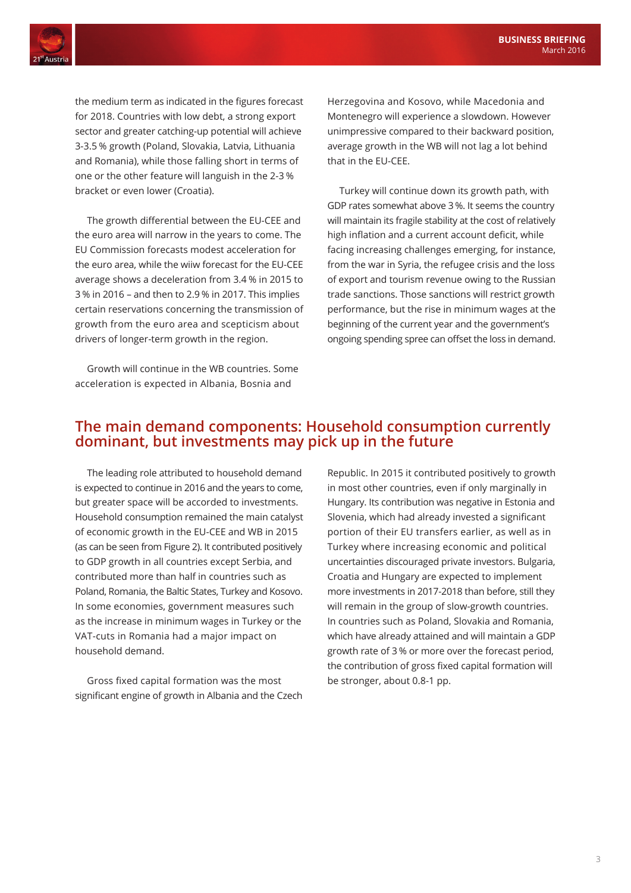the medium term as indicated in the figures forecast for 2018. Countries with low debt, a strong export sector and greater catching-up potential will achieve 3-3.5 % growth (Poland, Slovakia, Latvia, Lithuania and Romania), while those falling short in terms of one or the other feature will languish in the 2-3 % bracket or even lower (Croatia).

The growth differential between the EU-CEE and the euro area will narrow in the years to come. The EU Commission forecasts modest acceleration for the euro area, while the wiiw forecast for the EU-CEE average shows a deceleration from 3.4 % in 2015 to 3 % in 2016 – and then to 2.9 % in 2017. This implies certain reservations concerning the transmission of growth from the euro area and scepticism about drivers of longer-term growth in the region.

Growth will continue in the WB countries. Some acceleration is expected in Albania, Bosnia and Herzegovina and Kosovo, while Macedonia and Montenegro will experience a slowdown. However unimpressive compared to their backward position, average growth in the WB will not lag a lot behind that in the EU-CEE.

Turkey will continue down its growth path, with GDP rates somewhat above 3 %. It seems the country will maintain its fragile stability at the cost of relatively high inflation and a current account deficit, while facing increasing challenges emerging, for instance, from the war in Syria, the refugee crisis and the loss of export and tourism revenue owing to the Russian trade sanctions. Those sanctions will restrict growth performance, but the rise in minimum wages at the beginning of the current year and the government's ongoing spending spree can offset the loss in demand.

## The main demand components: Household consumption currently dominant, but investments may pick up in the future

The leading role attributed to household demand is expected to continue in 2016 and the years to come, but greater space will be accorded to investments. Household consumption remained the main catalyst of economic growth in the EU-CEE and WB in 2015 (as can be seen from Figure 2). It contributed positively to GDP growth in all countries except Serbia, and contributed more than half in countries such as Poland, Romania, the Baltic States, Turkey and Kosovo. In some economies, government measures such as the increase in minimum wages in Turkey or the VAT-cuts in Romania had a major impact on household demand.

Gross fixed capital formation was the most significant engine of growth in Albania and the Czech Republic. In 2015 it contributed positively to growth in most other countries, even if only marginally in Hungary. Its contribution was negative in Estonia and Slovenia, which had already invested a significant portion of their EU transfers earlier, as well as in Turkey where increasing economic and political uncertainties discouraged private investors. Bulgaria, Croatia and Hungary are expected to implement more investments in 2017-2018 than before, still they will remain in the group of slow-growth countries. In countries such as Poland, Slovakia and Romania, which have already attained and will maintain a GDP growth rate of 3 % or more over the forecast period, the contribution of gross fixed capital formation will be stronger, about 0.8-1 pp.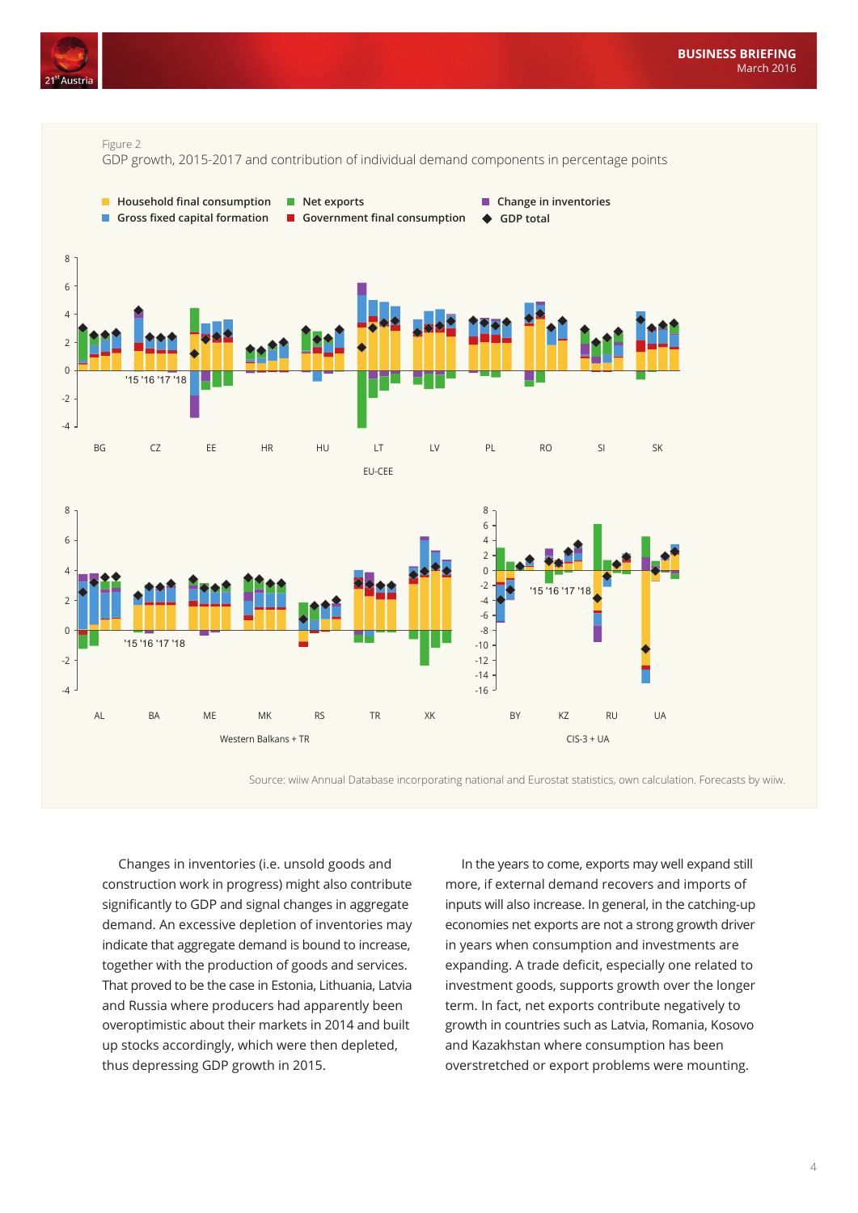Figure 2

GDP growth, 2015-2017 and contribution of individual demand components in percentage points

Source: wiiw Annual Database incorporating national and Eurostat statistics, own calculation. Forecasts by wiiw.

Changes in inventories (i.e. unsold goods and construction work in progress) might also contribute significantly to GDP and signal changes in aggregate demand. An excessive depletion of inventories may indicate that aggregate demand is bound to increase, together with the production of goods and services. That proved to be the case in Estonia, Lithuania, Latvia and Russia where producers had apparently been overoptimistic about their markets in 2014 and built up stocks accordingly, which were then depleted, thus depressing GDP growth in 2015.

In the years to come, exports may well expand still more, if external demand recovers and imports of inputs will also increase. In general, in the catching-up economies net exports are not a strong growth driver in years when consumption and investments are expanding. A trade deficit, especially one related to investment goods, supports growth over the longer term. In fact, net exports contribute negatively to growth in countries such as Latvia, Romania, Kosovo and Kazakhstan where consumption has been overstretched or export problems were mounting.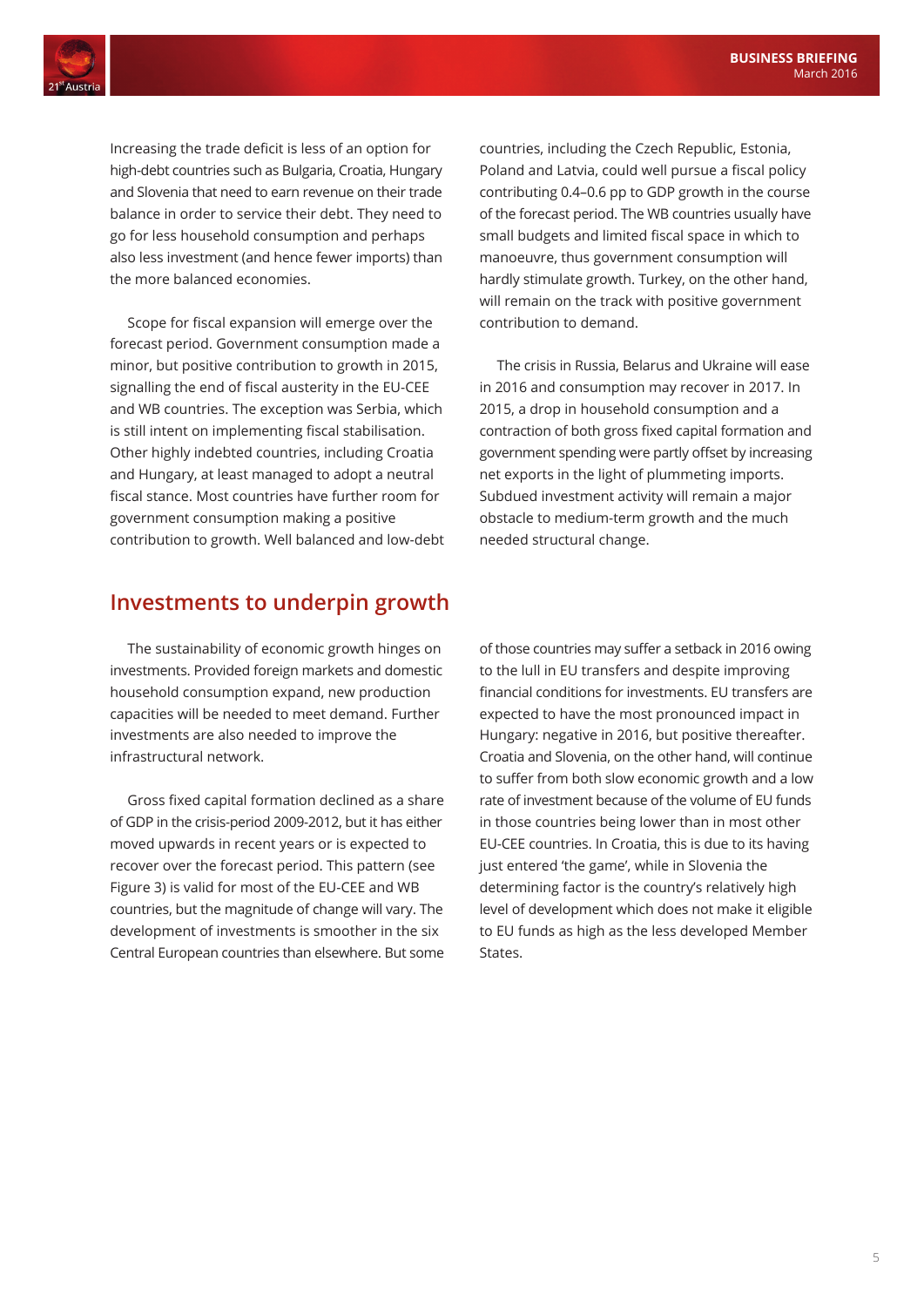Increasing the trade deficit is less of an option for high-debt countries such as Bulgaria, Croatia, Hungary and Slovenia that need to earn revenue on their trade balance in order to service their debt. They need to go for less household consumption and perhaps also less investment (and hence fewer imports) than the more balanced economies.

Scope for fiscal expansion will emerge over the forecast period. Government consumption made a minor, but positive contribution to growth in 2015, signalling the end of fiscal austerity in the EU-CEE and WB countries. The exception was Serbia, which is still intent on implementing fiscal stabilisation. Other highly indebted countries, including Croatia and Hungary, at least managed to adopt a neutral fiscal stance. Most countries have further room for government consumption making a positive contribution to growth. Well balanced and low-debt countries, including the Czech Republic, Estonia, Poland and Latvia, could well pursue a fiscal policy contributing 0.4–0.6 pp to GDP growth in the course of the forecast period. The WB countries usually have small budgets and limited fiscal space in which to manoeuvre, thus government consumption will hardly stimulate growth. Turkey, on the other hand, will remain on the track with positive government contribution to demand.

The crisis in Russia, Belarus and Ukraine will ease in 2016 and consumption may recover in 2017. In 2015, a drop in household consumption and a contraction of both gross fixed capital formation and government spending were partly offset by increasing net exports in the light of plummeting imports. Subdued investment activity will remain a major obstacle to medium-term growth and the much needed structural change.

## Investments to underpin growth

The sustainability of economic growth hinges on investments. Provided foreign markets and domestic household consumption expand, new production capacities will be needed to meet demand. Further investments are also needed to improve the infrastructural network.

Gross fixed capital formation declined as a share of GDP in the crisis-period 2009-2012, but it has either moved upwards in recent years or is expected to recover over the forecast period. This pattern (see Figure 3) is valid for most of the EU-CEE and WB countries, but the magnitude of change will vary. The development of investments is smoother in the six Central European countries than elsewhere. But some of those countries may suffer a setback in 2016 owing to the lull in EU transfers and despite improving financial conditions for investments. EU transfers are expected to have the most pronounced impact in Hungary: negative in 2016, but positive thereafter. Croatia and Slovenia, on the other hand, will continue to suffer from both slow economic growth and a low rate of investment because of the volume of EU funds in those countries being lower than in most other EU-CEE countries. In Croatia, this is due to its having just entered 'the game', while in Slovenia the determining factor is the country's relatively high level of development which does not make it eligible to EU funds as high as the less developed Member States.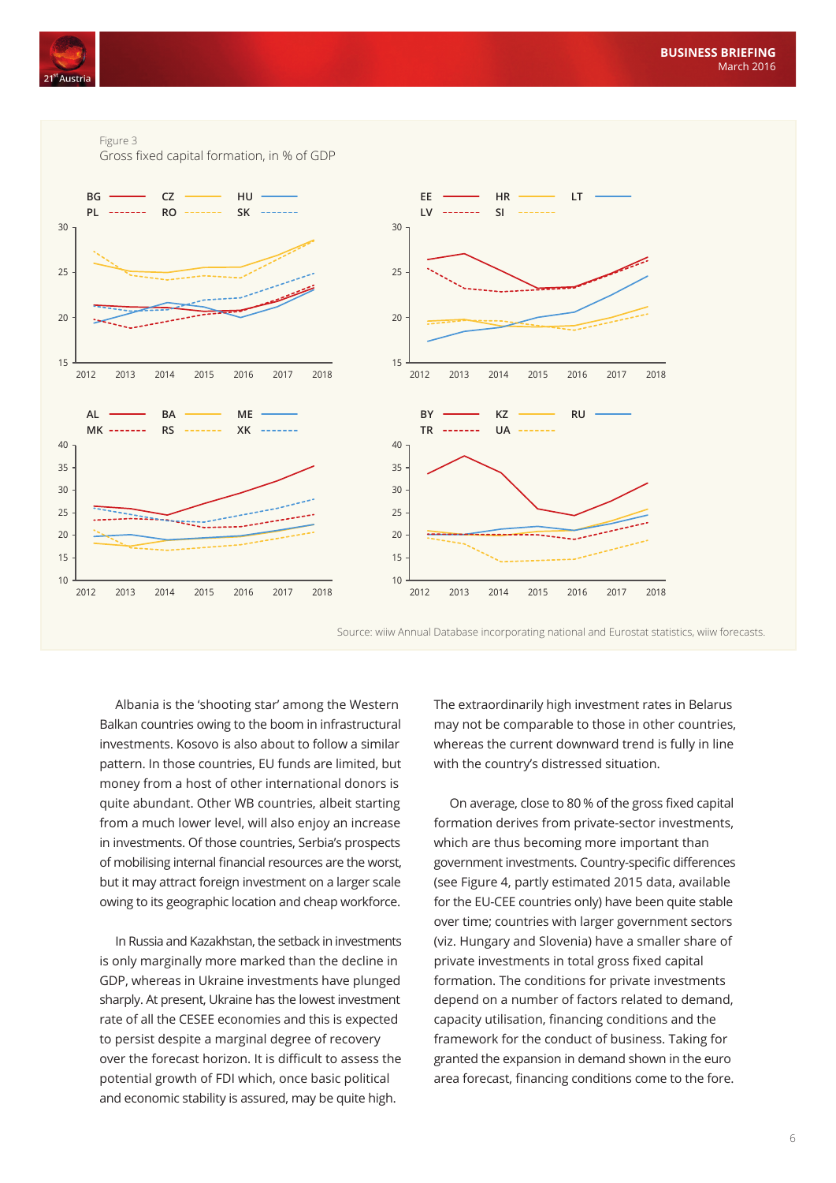Figure 3
Gross fixed capital formation, in % of GDP

Source: wiiw Annual Database incorporating national and Eurostat statistics, wiiw forecasts.

Albania is the 'shooting star' among the Western Balkan countries owing to the boom in infrastructural investments. Kosovo is also about to follow a similar pattern. In those countries, EU funds are limited, but money from a host of other international donors is quite abundant. Other WB countries, albeit starting from a much lower level, will also enjoy an increase in investments. Of those countries, Serbia's prospects of mobilising internal financial resources are the worst, but it may attract foreign investment on a larger scale owing to its geographic location and cheap workforce.

In Russia and Kazakhstan, the setback in investments is only marginally more marked than the decline in GDP, whereas in Ukraine investments have plunged sharply. At present, Ukraine has the lowest investment rate of all the CESEE economies and this is expected to persist despite a marginal degree of recovery over the forecast horizon. It is difficult to assess the potential growth of FDI which, once basic political and economic stability is assured, may be quite high.

The extraordinarily high investment rates in Belarus may not be comparable to those in other countries, whereas the current downward trend is fully in line with the country's distressed situation.

On average, close to 80 % of the gross fixed capital formation derives from private-sector investments, which are thus becoming more important than government investments. Country-specific differences (see Figure 4, partly estimated 2015 data, available for the EU-CEE countries only) have been quite stable over time; countries with larger government sectors (viz. Hungary and Slovenia) have a smaller share of private investments in total gross fixed capital formation. The conditions for private investments depend on a number of factors related to demand, capacity utilisation, financing conditions and the framework for the conduct of business. Taking for granted the expansion in demand shown in the euro area forecast, financing conditions come to the fore.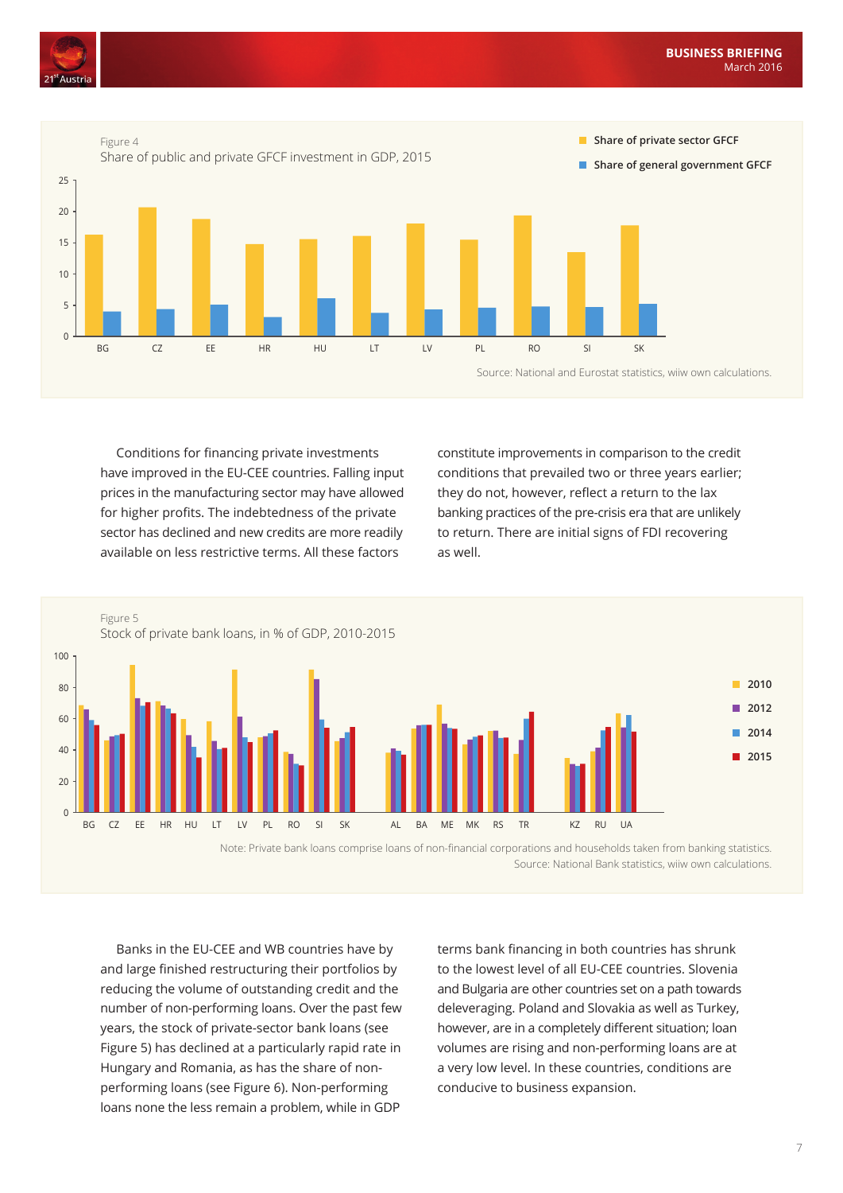Figure 4
Share of public and private GFCF investment in GDP, 2015

Source: National and Eurostat statistics, wiiw own calculations.

Conditions for financing private investments have improved in the EU-CEE countries. Falling input prices in the manufacturing sector may have allowed for higher profits. The indebtedness of the private sector has declined and new credits are more readily available on less restrictive terms. All these factors constitute improvements in comparison to the credit conditions that prevailed two or three years earlier; they do not, however, reflect a return to the lax banking practices of the pre-crisis era that are unlikely to return. There are initial signs of FDI recovering as well.

Figure 5
Stock of private bank loans, in % of GDP, 2010-2015

Note: Private bank loans comprise loans of non-financial corporations and households taken from banking statistics.
Source: National Bank statistics, wiiw own calculations.

Banks in the EU-CEE and WB countries have by and large finished restructuring their portfolios by reducing the volume of outstanding credit and the number of non-performing loans. Over the past few years, the stock of private-sector bank loans (see Figure 5) has declined at a particularly rapid rate in Hungary and Romania, as has the share of non-performing loans (see Figure 6). Non-performing loans none the less remain a problem, while in GDP terms bank financing in both countries has shrunk to the lowest level of all EU-CEE countries. Slovenia and Bulgaria are other countries set on a path towards deleveraging. Poland and Slovakia as well as Turkey, however, are in a completely different situation; loan volumes are rising and non-performing loans are at a very low level. In these countries, conditions are conducive to business expansion.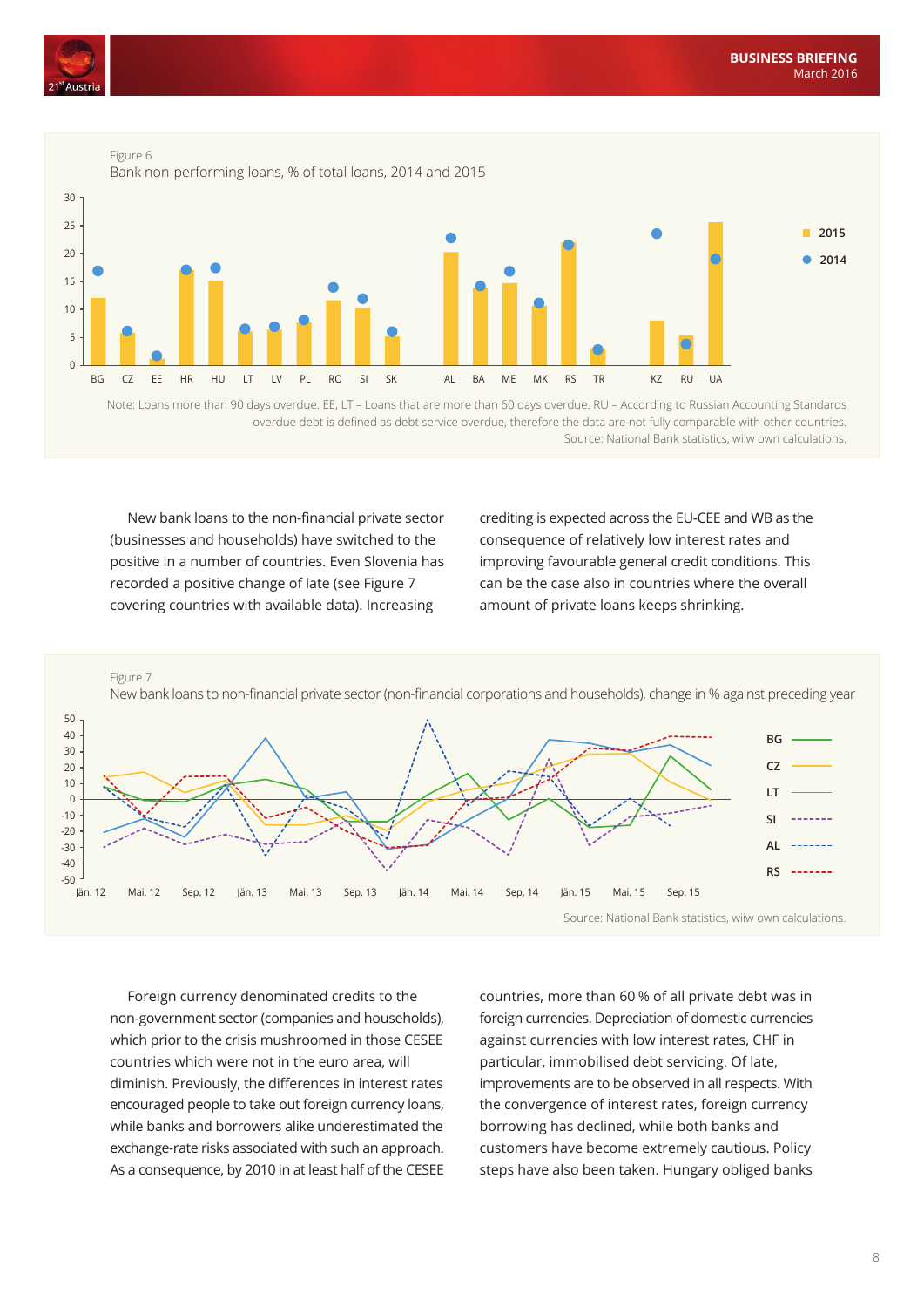Figure 6

Bank non-performing loans, % of total loans, 2014 and 2015

Note: Loans more than 90 days overdue. EE, LT – Loans that are more than 60 days overdue. RU – According to Russian Accounting Standards overdue debt is defined as debt service overdue, therefore the data are not fully comparable with other countries.

Source: National Bank statistics, wiiw own calculations.

New bank loans to the non-financial private sector (businesses and households) have switched to the positive in a number of countries. Even Slovenia has recorded a positive change of late (see Figure 7 covering countries with available data). Increasing crediting is expected across the EU-CEE and WB as the consequence of relatively low interest rates and improving favourable general credit conditions. This can be the case also in countries where the overall amount of private loans keeps shrinking.

Figure 7

New bank loans to non-financial private sector (non-financial corporations and households), change in % against preceding year

Source: National Bank statistics, wiiw own calculations.

Foreign currency denominated credits to the non-government sector (companies and households), which prior to the crisis mushroomed in those CESEE countries which were not in the euro area, will diminish. Previously, the differences in interest rates encouraged people to take out foreign currency loans, while banks and borrowers alike underestimated the exchange-rate risks associated with such an approach. As a consequence, by 2010 in at least half of the CESEE countries, more than 60 % of all private debt was in foreign currencies. Depreciation of domestic currencies against currencies with low interest rates, CHF in particular, immobilised debt servicing. Of late, improvements are to be observed in all respects. With the convergence of interest rates, foreign currency borrowing has declined, while both banks and customers have become extremely cautious. Policy steps have also been taken. Hungary obliged banks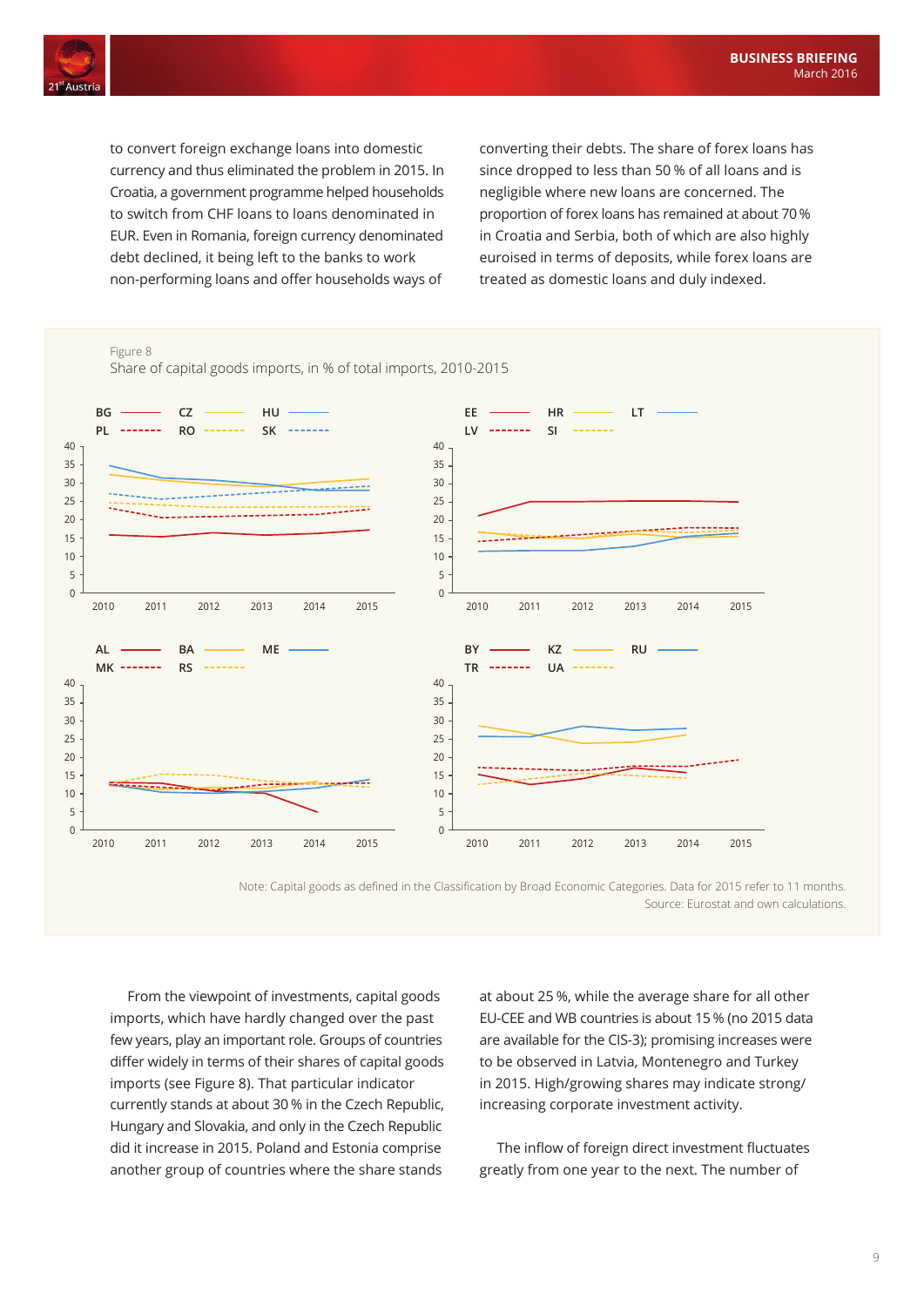to convert foreign exchange loans into domestic currency and thus eliminated the problem in 2015. In Croatia, a government programme helped households to switch from CHF loans to loans denominated in EUR. Even in Romania, foreign currency denominated debt declined, it being left to the banks to work non-performing loans and offer households ways of converting their debts. The share of forex loans has since dropped to less than 50 % of all loans and is negligible where new loans are concerned. The proportion of forex loans has remained at about 70 % in Croatia and Serbia, both of which are also highly euroised in terms of deposits, while forex loans are treated as domestic loans and duly indexed.

Figure 8
Share of capital goods imports, in % of total imports, 2010-2015

Note: Capital goods as defined in the Classification by Broad Economic Categories. Data for 2015 refer to 11 months.
Source: Eurostat and own calculations.

From the viewpoint of investments, capital goods imports, which have hardly changed over the past few years, play an important role. Groups of countries differ widely in terms of their shares of capital goods imports (see Figure 8). That particular indicator currently stands at about 30 % in the Czech Republic, Hungary and Slovakia, and only in the Czech Republic did it increase in 2015. Poland and Estonia comprise another group of countries where the share stands at about 25 %, while the average share for all other EU-CEE and WB countries is about 15 % (no 2015 data are available for the CIS-3); promising increases were to be observed in Latvia, Montenegro and Turkey in 2015. High/growing shares may indicate strong/increasing corporate investment activity.

The inflow of foreign direct investment fluctuates greatly from one year to the next. The number of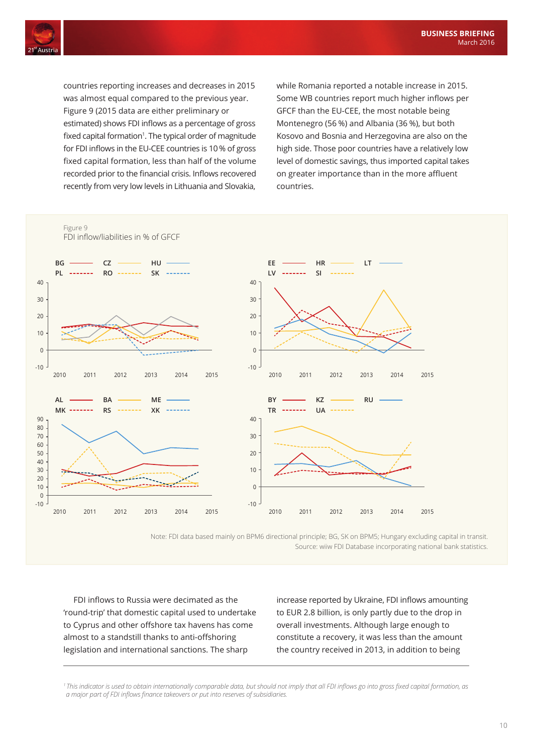countries reporting increases and decreases in 2015 was almost equal compared to the previous year. Figure 9 (2015 data are either preliminary or estimated) shows FDI inflows as a percentage of gross fixed capital formation[1]. The typical order of magnitude for FDI inflows in the EU-CEE countries is 10 % of gross fixed capital formation, less than half of the volume recorded prior to the financial crisis. Inflows recovered recently from very low levels in Lithuania and Slovakia, while Romania reported a notable increase in 2015. Some WB countries report much higher inflows per GFCF than the EU-CEE, the most notable being Montenegro (56 %) and Albania (36 %), but both Kosovo and Bosnia and Herzegovina are also on the high side. Those poor countries have a relatively low level of domestic savings, thus imported capital takes on greater importance than in the more affluent countries.

Figure 9
FDI inflow/liabilities in % of GFCF

Note: FDI data based mainly on BPM6 directional principle; BG, SK on BPM5; Hungary excluding capital in transit.
Source: wiiw FDI Database incorporating national bank statistics.

FDI inflows to Russia were decimated as the 'round-trip' that domestic capital used to undertake to Cyprus and other offshore tax havens has come almost to a standstill thanks to anti-offshoring legislation and international sanctions. The sharp increase reported by Ukraine, FDI inflows amounting to EUR 2.8 billion, is only partly due to the drop in overall investments. Although large enough to constitute a recovery, it was less than the amount the country received in 2013, in addition to being

---

[1] *This indicator is used to obtain internationally comparable data, but should not imply that all FDI inflows go into gross fixed capital formation, as a major part of FDI inflows finance takeovers or put into reserves of subsidiaries.*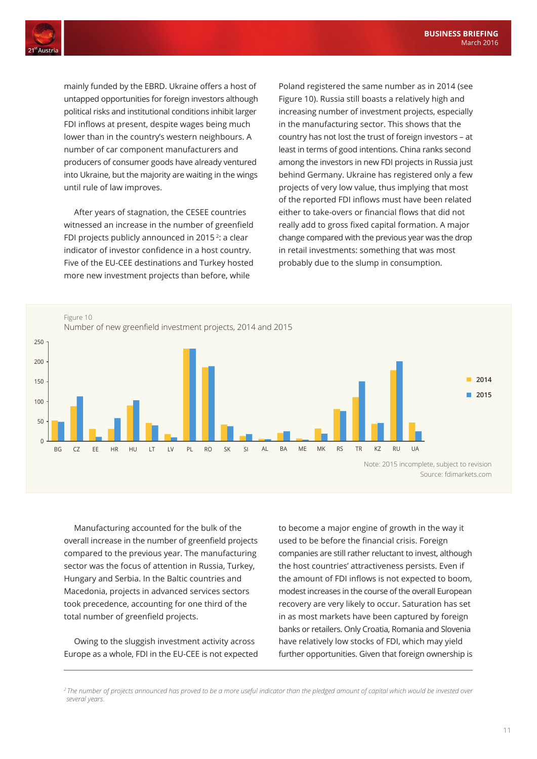mainly funded by the EBRD. Ukraine offers a host of untapped opportunities for foreign investors although political risks and institutional conditions inhibit larger FDI inflows at present, despite wages being much lower than in the country's western neighbours. A number of car component manufacturers and producers of consumer goods have already ventured into Ukraine, but the majority are waiting in the wings until rule of law improves.

After years of stagnation, the CESEE countries witnessed an increase in the number of greenfield FDI projects publicly announced in 2015 [2]: a clear indicator of investor confidence in a host country. Five of the EU-CEE destinations and Turkey hosted more new investment projects than before, while Poland registered the same number as in 2014 (see Figure 10). Russia still boasts a relatively high and increasing number of investment projects, especially in the manufacturing sector. This shows that the country has not lost the trust of foreign investors – at least in terms of good intentions. China ranks second among the investors in new FDI projects in Russia just behind Germany. Ukraine has registered only a few projects of very low value, thus implying that most of the reported FDI inflows must have been related either to take-overs or financial flows that did not really add to gross fixed capital formation. A major change compared with the previous year was the drop in retail investments: something that was most probably due to the slump in consumption.

Figure 10
Number of new greenfield investment projects, 2014 and 2015

Note: 2015 incomplete, subject to revision
Source: fdimarkets.com

Manufacturing accounted for the bulk of the overall increase in the number of greenfield projects compared to the previous year. The manufacturing sector was the focus of attention in Russia, Turkey, Hungary and Serbia. In the Baltic countries and Macedonia, projects in advanced services sectors took precedence, accounting for one third of the total number of greenfield projects.

Owing to the sluggish investment activity across Europe as a whole, FDI in the EU-CEE is not expected to become a major engine of growth in the way it used to be before the financial crisis. Foreign companies are still rather reluctant to invest, although the host countries' attractiveness persists. Even if the amount of FDI inflows is not expected to boom, modest increases in the course of the overall European recovery are very likely to occur. Saturation has set in as most markets have been captured by foreign banks or retailers. Only Croatia, Romania and Slovenia have relatively low stocks of FDI, which may yield further opportunities. Given that foreign ownership is

---

[2] *The number of projects announced has proved to be a more useful indicator than the pledged amount of capital which would be invested over several years.*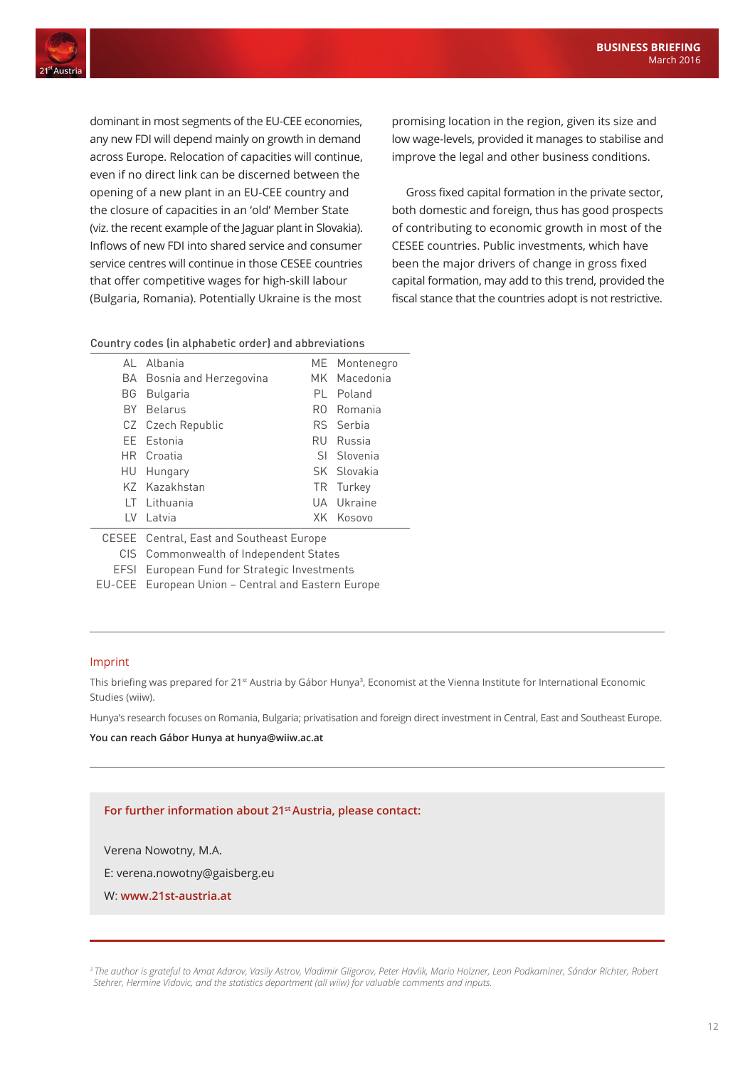dominant in most segments of the EU-CEE economies, any new FDI will depend mainly on growth in demand across Europe. Relocation of capacities will continue, even if no direct link can be discerned between the opening of a new plant in an EU-CEE country and the closure of capacities in an 'old' Member State (viz. the recent example of the Jaguar plant in Slovakia). Inflows of new FDI into shared service and consumer service centres will continue in those CESEE countries that offer competitive wages for high-skill labour (Bulgaria, Romania). Potentially Ukraine is the most promising location in the region, given its size and low wage-levels, provided it manages to stabilise and improve the legal and other business conditions.

Gross fixed capital formation in the private sector, both domestic and foreign, thus has good prospects of contributing to economic growth in most of the CESEE countries. Public investments, which have been the major drivers of change in gross fixed capital formation, may add to this trend, provided the fiscal stance that the countries adopt is not restrictive.

Country codes (in alphabetic order) and abbreviations

| | | | |
|---|---|---|---|
| AL | Albania | ME | Montenegro |
| BA | Bosnia and Herzegovina | MK | Macedonia |
| BG | Bulgaria | PL | Poland |
| BY | Belarus | RO | Romania |
| CZ | Czech Republic | RS | Serbia |
| EE | Estonia | RU | Russia |
| HR | Croatia | SI | Slovenia |
| HU | Hungary | SK | Slovakia |
| KZ | Kazakhstan | TR | Turkey |
| LT | Lithuania | UA | Ukraine |
| LV | Latvia | XK | Kosovo |

| | |
|---|---|
| CESEE | Central, East and Southeast Europe |
| CIS | Commonwealth of Independent States |
| EFSI | European Fund for Strategic Investments |
| EU-CEE | European Union – Central and Eastern Europe |

## Imprint

This briefing was prepared for 21st Austria by Gábor Hunya[3], Economist at the Vienna Institute for International Economic Studies (wiiw).

Hunya's research focuses on Romania, Bulgaria; privatisation and foreign direct investment in Central, East and Southeast Europe.

**You can reach Gábor Hunya at hunya@wiiw.ac.at**

**For further information about 21st Austria, please contact:**

Verena Nowotny, M.A.

E: verena.nowotny@gaisberg.eu

W: **www.21st-austria.at**

[3] *The author is grateful to Amat Adarov, Vasily Astrov, Vladimir Gligorov, Peter Havlik, Mario Holzner, Leon Podkaminer, Sándor Richter, Robert Stehrer, Hermine Vidovic, and the statistics department (all wiiw) for valuable comments and inputs.*